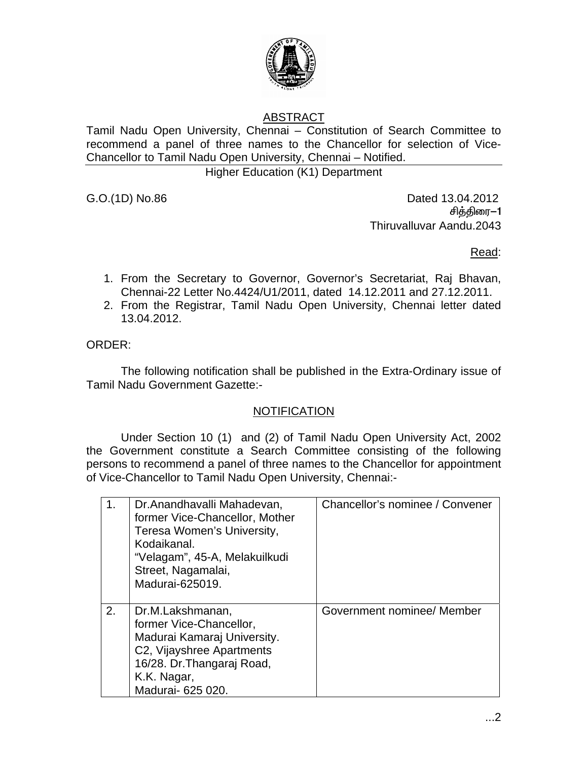## ABSTRACT

Tamil Nadu Open University, Chennai – Constitution of Search Committee to recommend a panel of three names to the Chancellor for selection of Vice-Chancellor to Tamil Nadu Open University, Chennai – Notified.

Higher Education (K1) Department

G.O.(1D) No.86 Dated 13.04.2012

சித்திரை–1

Thiruvalluvar Aandu.2043

Read:

1. From the Secretary to Governor, Governor's Secretariat, Raj Bhavan, Chennai-22 Letter No.4424/U1/2011, dated 14.12.2011 and 27.12.2011.
2. From the Registrar, Tamil Nadu Open University, Chennai letter dated 13.04.2012.

ORDER:

The following notification shall be published in the Extra-Ordinary issue of Tamil Nadu Government Gazette:-

## NOTIFICATION

Under Section 10 (1) and (2) of Tamil Nadu Open University Act, 2002 the Government constitute a Search Committee consisting of the following persons to recommend a panel of three names to the Chancellor for appointment of Vice-Chancellor to Tamil Nadu Open University, Chennai:-

| | | |
|---|---|---|
| 1. | Dr.Anandhavalli Mahadevan, former Vice-Chancellor, Mother Teresa Women's University, Kodaikanal. "Velagam", 45-A, Melakuilkudi Street, Nagamalai, Madurai-625019. | Chancellor's nominee / Convener |
| 2. | Dr.M.Lakshmanan, former Vice-Chancellor, Madurai Kamaraj University. C2, Vijayshree Apartments 16/28. Dr.Thangaraj Road, K.K. Nagar, Madurai- 625 020. | Government nominee/ Member |

...2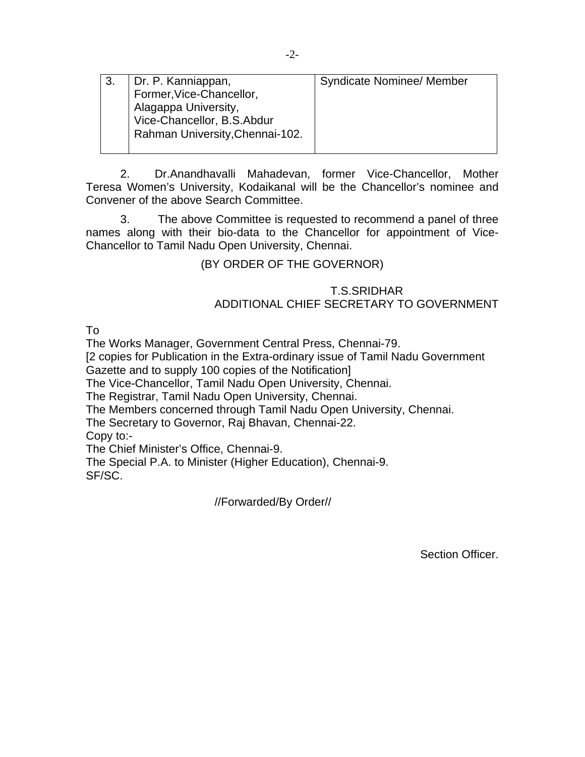| | | |
|---|---|---|
| 3. | Dr. P. Kanniappan,<br>Former,Vice-Chancellor,<br>Alagappa University,<br>Vice-Chancellor, B.S.Abdur Rahman University,Chennai-102. | Syndicate Nominee/ Member |

2. Dr.Anandhavalli Mahadevan, former Vice-Chancellor, Mother Teresa Women's University, Kodaikanal will be the Chancellor's nominee and Convener of the above Search Committee.

3. The above Committee is requested to recommend a panel of three names along with their bio-data to the Chancellor for appointment of Vice-Chancellor to Tamil Nadu Open University, Chennai.

(BY ORDER OF THE GOVERNOR)

T.S.SRIDHAR
ADDITIONAL CHIEF SECRETARY TO GOVERNMENT

To
The Works Manager, Government Central Press, Chennai-79.
[2 copies for Publication in the Extra-ordinary issue of Tamil Nadu Government Gazette and to supply 100 copies of the Notification]
The Vice-Chancellor, Tamil Nadu Open University, Chennai.
The Registrar, Tamil Nadu Open University, Chennai.
The Members concerned through Tamil Nadu Open University, Chennai.
The Secretary to Governor, Raj Bhavan, Chennai-22.
Copy to:-
The Chief Minister's Office, Chennai-9.
The Special P.A. to Minister (Higher Education), Chennai-9.
SF/SC.

//Forwarded/By Order//

Section Officer.